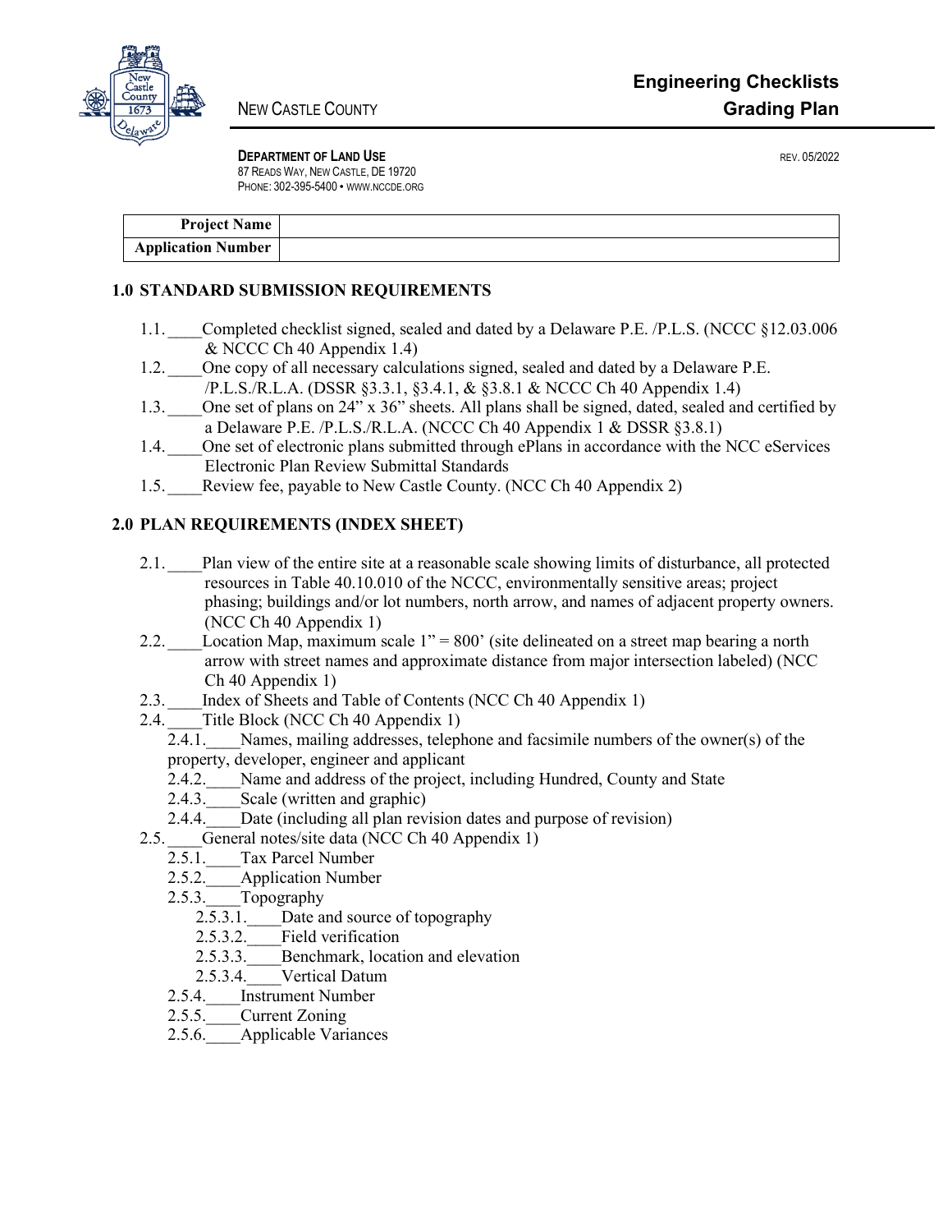NEW CASTLE COUNTY

# Engineering Checklists
# Grading Plan

**DEPARTMENT OF LAND USE**
87 READS WAY, NEW CASTLE, DE 19720
PHONE: 302-395-5400 • WWW.NCCDE.ORG

REV. 05/2022

| **Project Name** | |
|---|---|
| **Application Number** | |

## 1.0 STANDARD SUBMISSION REQUIREMENTS

1.1. ____Completed checklist signed, sealed and dated by a Delaware P.E. /P.L.S. (NCCC §12.03.006 & NCCC Ch 40 Appendix 1.4)

1.2. ____One copy of all necessary calculations signed, sealed and dated by a Delaware P.E. /P.L.S./R.L.A. (DSSR §3.3.1, §3.4.1, & §3.8.1 & NCCC Ch 40 Appendix 1.4)

1.3. ____One set of plans on 24" x 36" sheets. All plans shall be signed, dated, sealed and certified by a Delaware P.E. /P.L.S./R.L.A. (NCCC Ch 40 Appendix 1 & DSSR §3.8.1)

1.4. ____One set of electronic plans submitted through ePlans in accordance with the NCC eServices Electronic Plan Review Submittal Standards

1.5. ____Review fee, payable to New Castle County. (NCC Ch 40 Appendix 2)

## 2.0 PLAN REQUIREMENTS (INDEX SHEET)

2.1. ____Plan view of the entire site at a reasonable scale showing limits of disturbance, all protected resources in Table 40.10.010 of the NCCC, environmentally sensitive areas; project phasing; buildings and/or lot numbers, north arrow, and names of adjacent property owners. (NCC Ch 40 Appendix 1)

2.2. ____Location Map, maximum scale 1" = 800' (site delineated on a street map bearing a north arrow with street names and approximate distance from major intersection labeled) (NCC Ch 40 Appendix 1)

2.3. ____Index of Sheets and Table of Contents (NCC Ch 40 Appendix 1)

2.4. ____Title Block (NCC Ch 40 Appendix 1)

- 2.4.1. ____Names, mailing addresses, telephone and facsimile numbers of the owner(s) of the property, developer, engineer and applicant
- 2.4.2. ____Name and address of the project, including Hundred, County and State
- 2.4.3. ____Scale (written and graphic)
- 2.4.4. ____Date (including all plan revision dates and purpose of revision)

2.5. ____General notes/site data (NCC Ch 40 Appendix 1)

- 2.5.1. ____Tax Parcel Number
- 2.5.2. ____Application Number
- 2.5.3. ____Topography
  - 2.5.3.1. ____Date and source of topography
  - 2.5.3.2. ____Field verification
  - 2.5.3.3. ____Benchmark, location and elevation
  - 2.5.3.4. ____Vertical Datum
- 2.5.4. ____Instrument Number
- 2.5.5. ____Current Zoning
- 2.5.6. ____Applicable Variances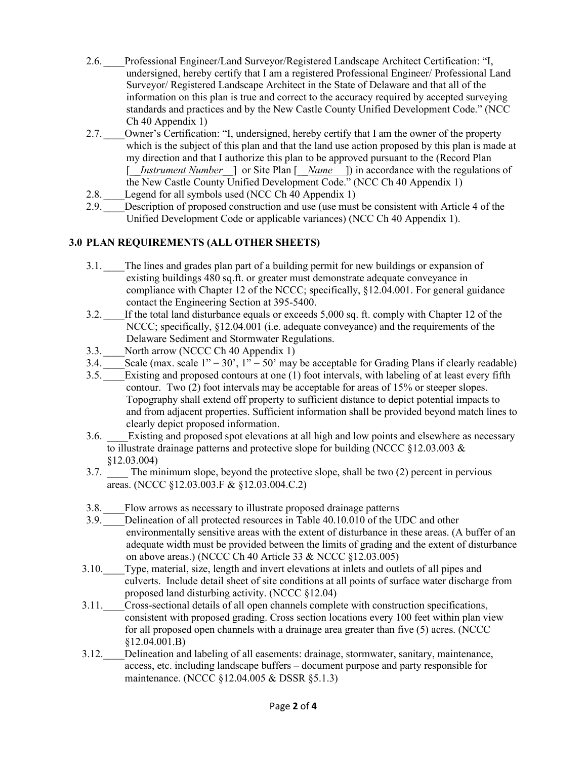2.6. ____Professional Engineer/Land Surveyor/Registered Landscape Architect Certification: "I, undersigned, hereby certify that I am a registered Professional Engineer/ Professional Land Surveyor/ Registered Landscape Architect in the State of Delaware and that all of the information on this plan is true and correct to the accuracy required by accepted surveying standards and practices and by the New Castle County Unified Development Code." (NCC Ch 40 Appendix 1)

2.7. ____Owner's Certification: "I, undersigned, hereby certify that I am the owner of the property which is the subject of this plan and that the land use action proposed by this plan is made at my direction and that I authorize this plan to be approved pursuant to the (Record Plan [ _*Instrument Number*__] or Site Plan [ _*Name*__]) in accordance with the regulations of the New Castle County Unified Development Code." (NCC Ch 40 Appendix 1)

2.8. ____Legend for all symbols used (NCC Ch 40 Appendix 1)

2.9. ____Description of proposed construction and use (use must be consistent with Article 4 of the Unified Development Code or applicable variances) (NCC Ch 40 Appendix 1).

## 3.0 PLAN REQUIREMENTS (ALL OTHER SHEETS)

3.1. ____The lines and grades plan part of a building permit for new buildings or expansion of existing buildings 480 sq.ft. or greater must demonstrate adequate conveyance in compliance with Chapter 12 of the NCCC; specifically, §12.04.001. For general guidance contact the Engineering Section at 395-5400.

3.2. ____If the total land disturbance equals or exceeds 5,000 sq. ft. comply with Chapter 12 of the NCCC; specifically, §12.04.001 (i.e. adequate conveyance) and the requirements of the Delaware Sediment and Stormwater Regulations.

3.3. ____North arrow (NCCC Ch 40 Appendix 1)

3.4. ____Scale (max. scale 1" = 30', 1" = 50' may be acceptable for Grading Plans if clearly readable)

3.5. ____Existing and proposed contours at one (1) foot intervals, with labeling of at least every fifth contour. Two (2) foot intervals may be acceptable for areas of 15% or steeper slopes. Topography shall extend off property to sufficient distance to depict potential impacts to and from adjacent properties. Sufficient information shall be provided beyond match lines to clearly depict proposed information.

3.6. ____Existing and proposed spot elevations at all high and low points and elsewhere as necessary to illustrate drainage patterns and protective slope for building (NCCC §12.03.003 & §12.03.004)

3.7. ____ The minimum slope, beyond the protective slope, shall be two (2) percent in pervious areas. (NCCC §12.03.003.F & §12.03.004.C.2)

3.8. ____Flow arrows as necessary to illustrate proposed drainage patterns

3.9. ____Delineation of all protected resources in Table 40.10.010 of the UDC and other environmentally sensitive areas with the extent of disturbance in these areas. (A buffer of an adequate width must be provided between the limits of grading and the extent of disturbance on above areas.) (NCCC Ch 40 Article 33 & NCCC §12.03.005)

3.10. ____Type, material, size, length and invert elevations at inlets and outlets of all pipes and culverts. Include detail sheet of site conditions at all points of surface water discharge from proposed land disturbing activity. (NCCC §12.04)

3.11. ____Cross-sectional details of all open channels complete with construction specifications, consistent with proposed grading. Cross section locations every 100 feet within plan view for all proposed open channels with a drainage area greater than five (5) acres. (NCCC §12.04.001.B)

3.12. ____Delineation and labeling of all easements: drainage, stormwater, sanitary, maintenance, access, etc. including landscape buffers – document purpose and party responsible for maintenance. (NCCC §12.04.005 & DSSR §5.1.3)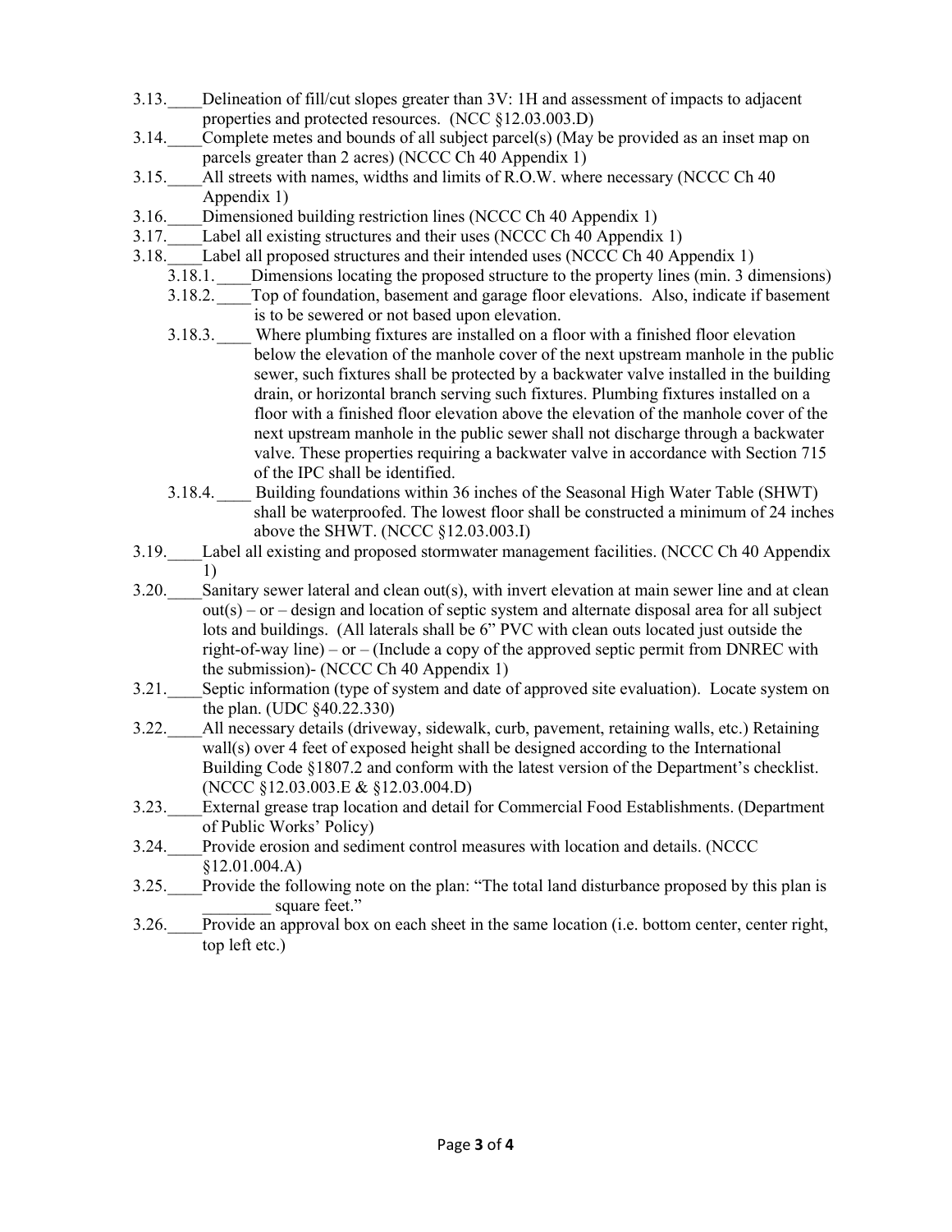3.13.____Delineation of fill/cut slopes greater than 3V: 1H and assessment of impacts to adjacent properties and protected resources. (NCC §12.03.003.D)

3.14.____Complete metes and bounds of all subject parcel(s) (May be provided as an inset map on parcels greater than 2 acres) (NCCC Ch 40 Appendix 1)

3.15.____All streets with names, widths and limits of R.O.W. where necessary (NCCC Ch 40 Appendix 1)

3.16.____Dimensioned building restriction lines (NCCC Ch 40 Appendix 1)

3.17.____Label all existing structures and their uses (NCCC Ch 40 Appendix 1)

3.18.____Label all proposed structures and their intended uses (NCCC Ch 40 Appendix 1)

- 3.18.1.____Dimensions locating the proposed structure to the property lines (min. 3 dimensions)
- 3.18.2.____Top of foundation, basement and garage floor elevations. Also, indicate if basement is to be sewered or not based upon elevation.
- 3.18.3.____ Where plumbing fixtures are installed on a floor with a finished floor elevation below the elevation of the manhole cover of the next upstream manhole in the public sewer, such fixtures shall be protected by a backwater valve installed in the building drain, or horizontal branch serving such fixtures. Plumbing fixtures installed on a floor with a finished floor elevation above the elevation of the manhole cover of the next upstream manhole in the public sewer shall not discharge through a backwater valve. These properties requiring a backwater valve in accordance with Section 715 of the IPC shall be identified.
- 3.18.4.____ Building foundations within 36 inches of the Seasonal High Water Table (SHWT) shall be waterproofed. The lowest floor shall be constructed a minimum of 24 inches above the SHWT. (NCCC §12.03.003.I)

3.19.____Label all existing and proposed stormwater management facilities. (NCCC Ch 40 Appendix 1)

3.20.____Sanitary sewer lateral and clean out(s), with invert elevation at main sewer line and at clean out(s) – or – design and location of septic system and alternate disposal area for all subject lots and buildings. (All laterals shall be 6" PVC with clean outs located just outside the right-of-way line) – or – (Include a copy of the approved septic permit from DNREC with the submission)- (NCCC Ch 40 Appendix 1)

3.21.____Septic information (type of system and date of approved site evaluation). Locate system on the plan. (UDC §40.22.330)

3.22.____All necessary details (driveway, sidewalk, curb, pavement, retaining walls, etc.) Retaining wall(s) over 4 feet of exposed height shall be designed according to the International Building Code §1807.2 and conform with the latest version of the Department's checklist. (NCCC §12.03.003.E & §12.03.004.D)

3.23.____External grease trap location and detail for Commercial Food Establishments. (Department of Public Works' Policy)

3.24.____Provide erosion and sediment control measures with location and details. (NCCC §12.01.004.A)

3.25.____Provide the following note on the plan: "The total land disturbance proposed by this plan is ________ square feet."

3.26.____Provide an approval box on each sheet in the same location (i.e. bottom center, center right, top left etc.)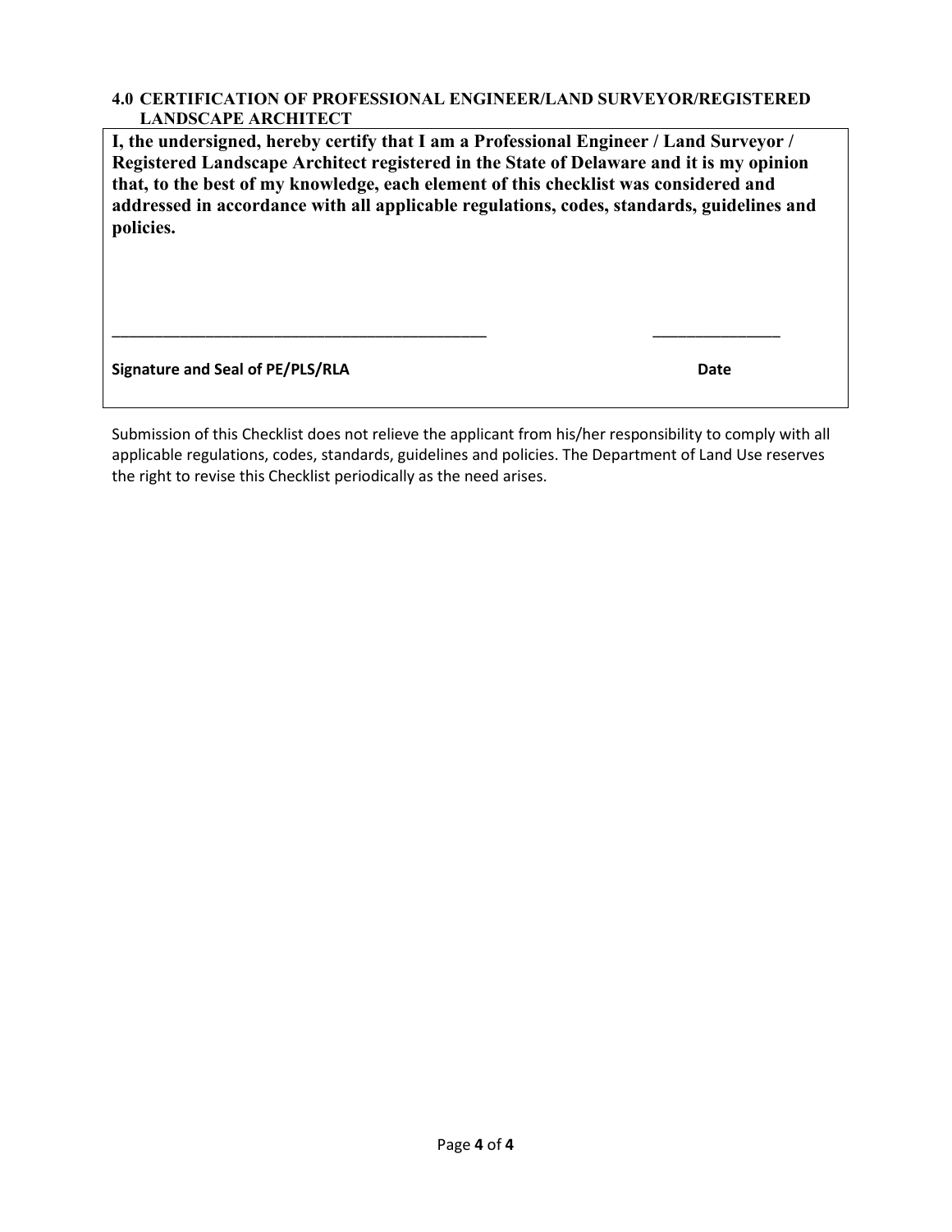## 4.0 CERTIFICATION OF PROFESSIONAL ENGINEER/LAND SURVEYOR/REGISTERED LANDSCAPE ARCHITECT

**I, the undersigned, hereby certify that I am a Professional Engineer / Land Surveyor / Registered Landscape Architect registered in the State of Delaware and it is my opinion that, to the best of my knowledge, each element of this checklist was considered and addressed in accordance with all applicable regulations, codes, standards, guidelines and policies.**

_____________________________________________ _______________

**Signature and Seal of PE/PLS/RLA** **Date**

Submission of this Checklist does not relieve the applicant from his/her responsibility to comply with all applicable regulations, codes, standards, guidelines and policies. The Department of Land Use reserves the right to revise this Checklist periodically as the need arises.